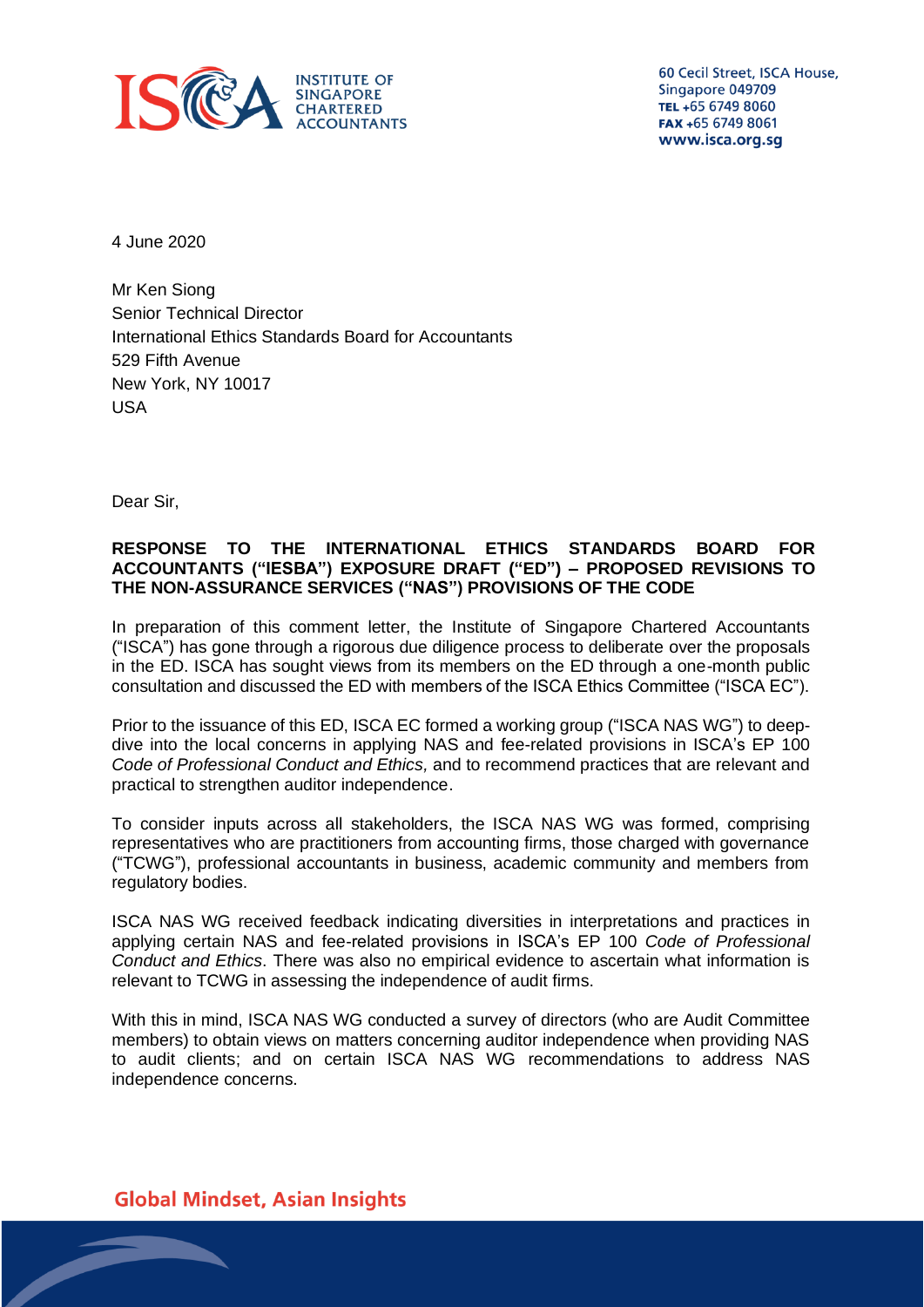INSTITUTE OF SINGAPORE CHARTERED ACCOUNTANTS

60 Cecil Street, ISCA House,
Singapore 049709
TEL +65 6749 8060
FAX +65 6749 8061
www.isca.org.sg

4 June 2020

Mr Ken Siong
Senior Technical Director
International Ethics Standards Board for Accountants
529 Fifth Avenue
New York, NY 10017
USA

Dear Sir,

**RESPONSE TO THE INTERNATIONAL ETHICS STANDARDS BOARD FOR ACCOUNTANTS ("IESBA") EXPOSURE DRAFT ("ED") – PROPOSED REVISIONS TO THE NON-ASSURANCE SERVICES ("NAS") PROVISIONS OF THE CODE**

In preparation of this comment letter, the Institute of Singapore Chartered Accountants ("ISCA") has gone through a rigorous due diligence process to deliberate over the proposals in the ED. ISCA has sought views from its members on the ED through a one-month public consultation and discussed the ED with members of the ISCA Ethics Committee ("ISCA EC").

Prior to the issuance of this ED, ISCA EC formed a working group ("ISCA NAS WG") to deep-dive into the local concerns in applying NAS and fee-related provisions in ISCA's EP 100 *Code of Professional Conduct and Ethics*, and to recommend practices that are relevant and practical to strengthen auditor independence.

To consider inputs across all stakeholders, the ISCA NAS WG was formed, comprising representatives who are practitioners from accounting firms, those charged with governance ("TCWG"), professional accountants in business, academic community and members from regulatory bodies.

ISCA NAS WG received feedback indicating diversities in interpretations and practices in applying certain NAS and fee-related provisions in ISCA's EP 100 *Code of Professional Conduct and Ethics*. There was also no empirical evidence to ascertain what information is relevant to TCWG in assessing the independence of audit firms.

With this in mind, ISCA NAS WG conducted a survey of directors (who are Audit Committee members) to obtain views on matters concerning auditor independence when providing NAS to audit clients; and on certain ISCA NAS WG recommendations to address NAS independence concerns.

**Global Mindset, Asian Insights**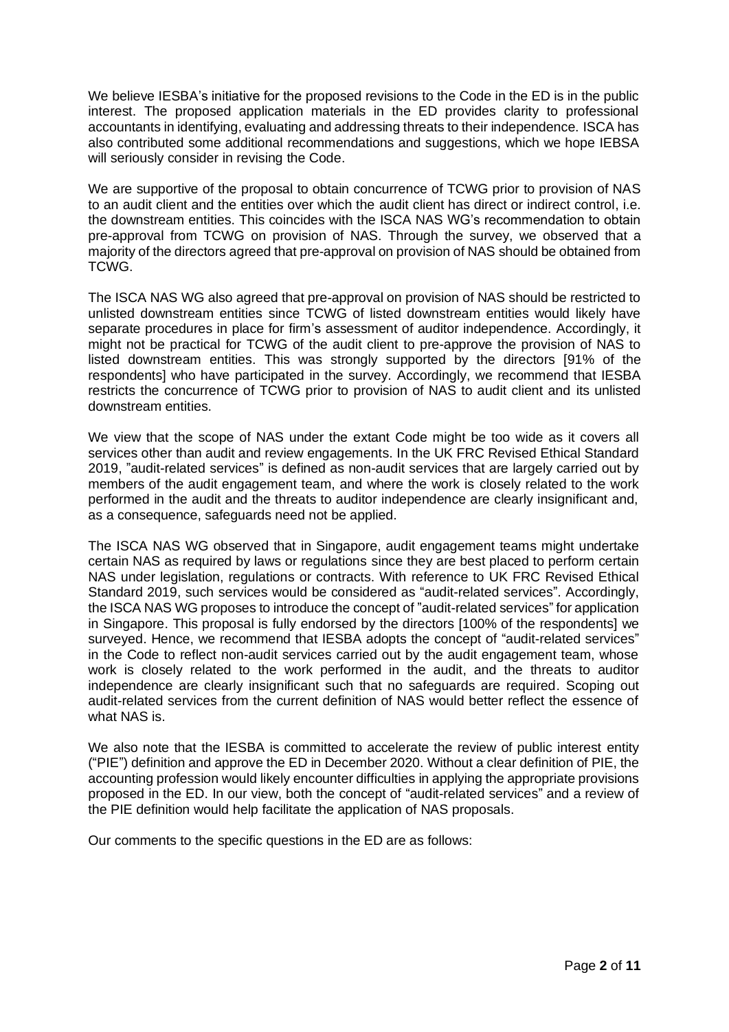We believe IESBA's initiative for the proposed revisions to the Code in the ED is in the public interest. The proposed application materials in the ED provides clarity to professional accountants in identifying, evaluating and addressing threats to their independence. ISCA has also contributed some additional recommendations and suggestions, which we hope IEBSA will seriously consider in revising the Code.

We are supportive of the proposal to obtain concurrence of TCWG prior to provision of NAS to an audit client and the entities over which the audit client has direct or indirect control, i.e. the downstream entities. This coincides with the ISCA NAS WG's recommendation to obtain pre-approval from TCWG on provision of NAS. Through the survey, we observed that a majority of the directors agreed that pre-approval on provision of NAS should be obtained from TCWG.

The ISCA NAS WG also agreed that pre-approval on provision of NAS should be restricted to unlisted downstream entities since TCWG of listed downstream entities would likely have separate procedures in place for firm's assessment of auditor independence. Accordingly, it might not be practical for TCWG of the audit client to pre-approve the provision of NAS to listed downstream entities. This was strongly supported by the directors [91% of the respondents] who have participated in the survey. Accordingly, we recommend that IESBA restricts the concurrence of TCWG prior to provision of NAS to audit client and its unlisted downstream entities.

We view that the scope of NAS under the extant Code might be too wide as it covers all services other than audit and review engagements. In the UK FRC Revised Ethical Standard 2019, "audit-related services" is defined as non-audit services that are largely carried out by members of the audit engagement team, and where the work is closely related to the work performed in the audit and the threats to auditor independence are clearly insignificant and, as a consequence, safeguards need not be applied.

The ISCA NAS WG observed that in Singapore, audit engagement teams might undertake certain NAS as required by laws or regulations since they are best placed to perform certain NAS under legislation, regulations or contracts. With reference to UK FRC Revised Ethical Standard 2019, such services would be considered as "audit-related services". Accordingly, the ISCA NAS WG proposes to introduce the concept of "audit-related services" for application in Singapore. This proposal is fully endorsed by the directors [100% of the respondents] we surveyed. Hence, we recommend that IESBA adopts the concept of "audit-related services" in the Code to reflect non-audit services carried out by the audit engagement team, whose work is closely related to the work performed in the audit, and the threats to auditor independence are clearly insignificant such that no safeguards are required. Scoping out audit-related services from the current definition of NAS would better reflect the essence of what NAS is.

We also note that the IESBA is committed to accelerate the review of public interest entity ("PIE") definition and approve the ED in December 2020. Without a clear definition of PIE, the accounting profession would likely encounter difficulties in applying the appropriate provisions proposed in the ED. In our view, both the concept of "audit-related services" and a review of the PIE definition would help facilitate the application of NAS proposals.

Our comments to the specific questions in the ED are as follows: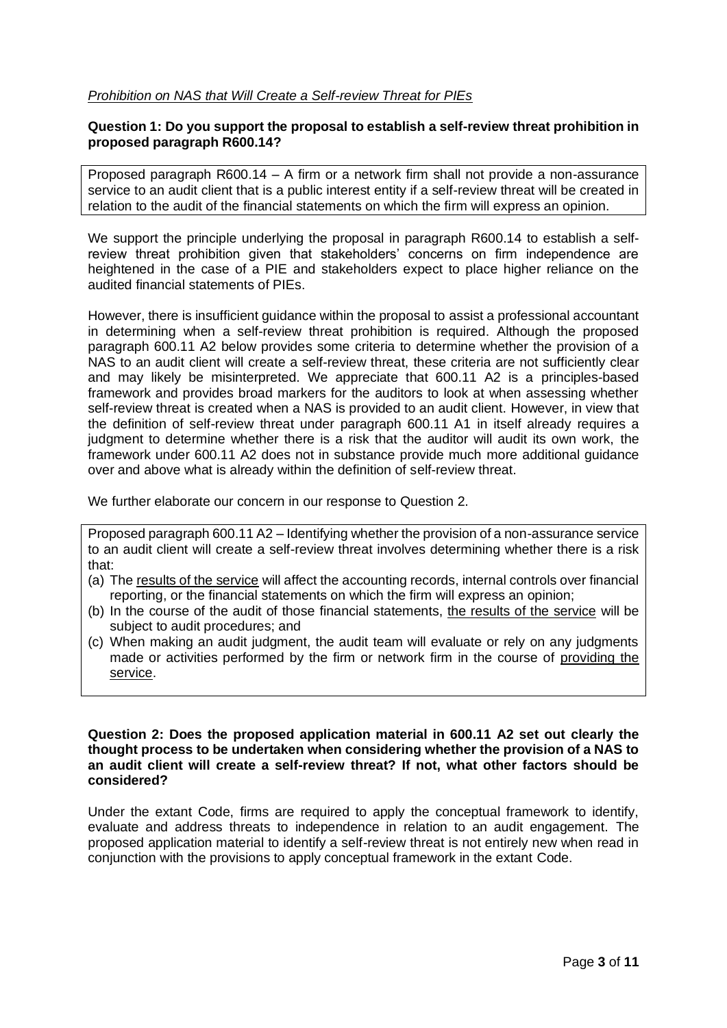*Prohibition on NAS that Will Create a Self-review Threat for PIEs*

**Question 1: Do you support the proposal to establish a self-review threat prohibition in proposed paragraph R600.14?**

> Proposed paragraph R600.14 – A firm or a network firm shall not provide a non-assurance service to an audit client that is a public interest entity if a self-review threat will be created in relation to the audit of the financial statements on which the firm will express an opinion.

We support the principle underlying the proposal in paragraph R600.14 to establish a self-review threat prohibition given that stakeholders' concerns on firm independence are heightened in the case of a PIE and stakeholders expect to place higher reliance on the audited financial statements of PIEs.

However, there is insufficient guidance within the proposal to assist a professional accountant in determining when a self-review threat prohibition is required. Although the proposed paragraph 600.11 A2 below provides some criteria to determine whether the provision of a NAS to an audit client will create a self-review threat, these criteria are not sufficiently clear and may likely be misinterpreted. We appreciate that 600.11 A2 is a principles-based framework and provides broad markers for the auditors to look at when assessing whether self-review threat is created when a NAS is provided to an audit client. However, in view that the definition of self-review threat under paragraph 600.11 A1 in itself already requires a judgment to determine whether there is a risk that the auditor will audit its own work, the framework under 600.11 A2 does not in substance provide much more additional guidance over and above what is already within the definition of self-review threat.

We further elaborate our concern in our response to Question 2.

> Proposed paragraph 600.11 A2 – Identifying whether the provision of a non-assurance service to an audit client will create a self-review threat involves determining whether there is a risk that:
>
> (a) The <u>results of the service</u> will affect the accounting records, internal controls over financial reporting, or the financial statements on which the firm will express an opinion;
>
> (b) In the course of the audit of those financial statements, <u>the results of the service</u> will be subject to audit procedures; and
>
> (c) When making an audit judgment, the audit team will evaluate or rely on any judgments made or activities performed by the firm or network firm in the course of <u>providing the service</u>.

**Question 2: Does the proposed application material in 600.11 A2 set out clearly the thought process to be undertaken when considering whether the provision of a NAS to an audit client will create a self-review threat? If not, what other factors should be considered?**

Under the extant Code, firms are required to apply the conceptual framework to identify, evaluate and address threats to independence in relation to an audit engagement. The proposed application material to identify a self-review threat is not entirely new when read in conjunction with the provisions to apply conceptual framework in the extant Code.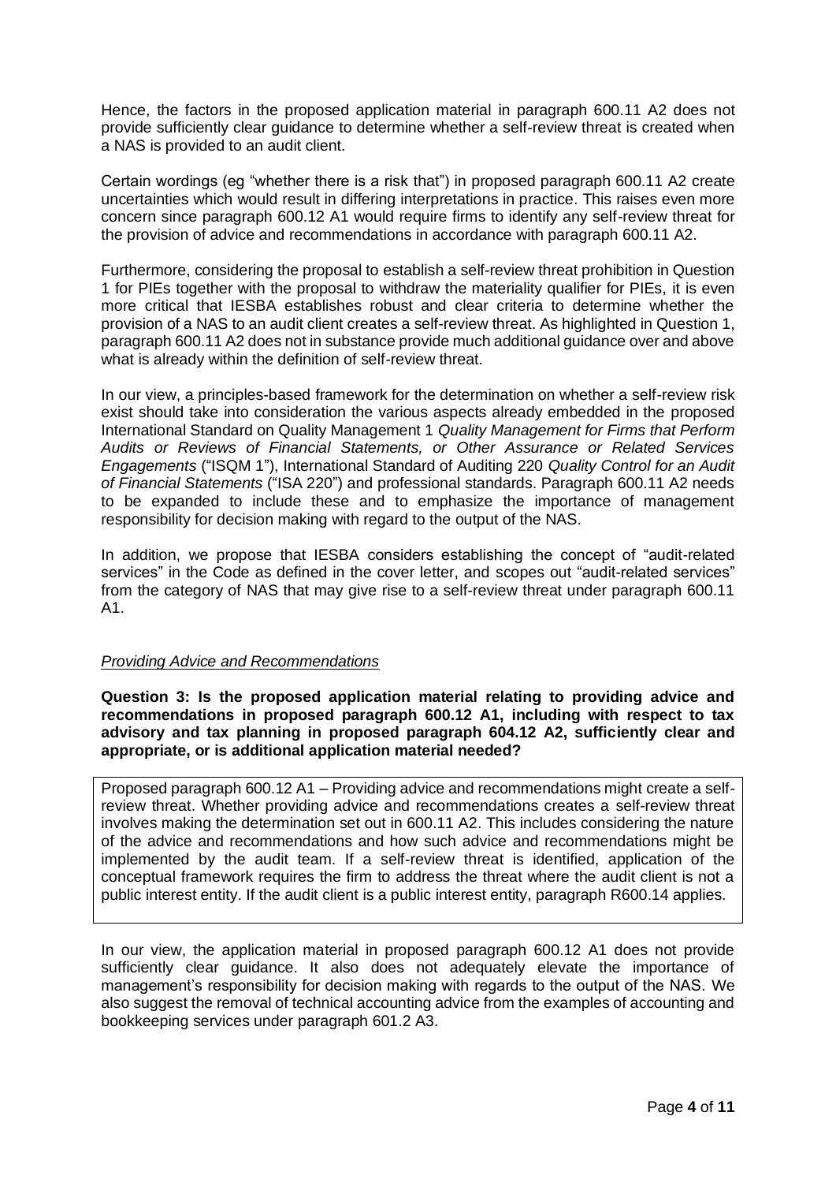Hence, the factors in the proposed application material in paragraph 600.11 A2 does not provide sufficiently clear guidance to determine whether a self-review threat is created when a NAS is provided to an audit client.

Certain wordings (eg "whether there is a risk that") in proposed paragraph 600.11 A2 create uncertainties which would result in differing interpretations in practice. This raises even more concern since paragraph 600.12 A1 would require firms to identify any self-review threat for the provision of advice and recommendations in accordance with paragraph 600.11 A2.

Furthermore, considering the proposal to establish a self-review threat prohibition in Question 1 for PIEs together with the proposal to withdraw the materiality qualifier for PIEs, it is even more critical that IESBA establishes robust and clear criteria to determine whether the provision of a NAS to an audit client creates a self-review threat. As highlighted in Question 1, paragraph 600.11 A2 does not in substance provide much additional guidance over and above what is already within the definition of self-review threat.

In our view, a principles-based framework for the determination on whether a self-review risk exist should take into consideration the various aspects already embedded in the proposed International Standard on Quality Management 1 *Quality Management for Firms that Perform Audits or Reviews of Financial Statements, or Other Assurance or Related Services Engagements* ("ISQM 1"), International Standard of Auditing 220 *Quality Control for an Audit of Financial Statements* ("ISA 220") and professional standards. Paragraph 600.11 A2 needs to be expanded to include these and to emphasize the importance of management responsibility for decision making with regard to the output of the NAS.

In addition, we propose that IESBA considers establishing the concept of "audit-related services" in the Code as defined in the cover letter, and scopes out "audit-related services" from the category of NAS that may give rise to a self-review threat under paragraph 600.11 A1.

*Providing Advice and Recommendations*

**Question 3: Is the proposed application material relating to providing advice and recommendations in proposed paragraph 600.12 A1, including with respect to tax advisory and tax planning in proposed paragraph 604.12 A2, sufficiently clear and appropriate, or is additional application material needed?**

| Proposed paragraph 600.12 A1 – Providing advice and recommendations might create a self-review threat. Whether providing advice and recommendations creates a self-review threat involves making the determination set out in 600.11 A2. This includes considering the nature of the advice and recommendations and how such advice and recommendations might be implemented by the audit team. If a self-review threat is identified, application of the conceptual framework requires the firm to address the threat where the audit client is not a public interest entity. If the audit client is a public interest entity, paragraph R600.14 applies. |
|---|

In our view, the application material in proposed paragraph 600.12 A1 does not provide sufficiently clear guidance. It also does not adequately elevate the importance of management's responsibility for decision making with regards to the output of the NAS. We also suggest the removal of technical accounting advice from the examples of accounting and bookkeeping services under paragraph 601.2 A3.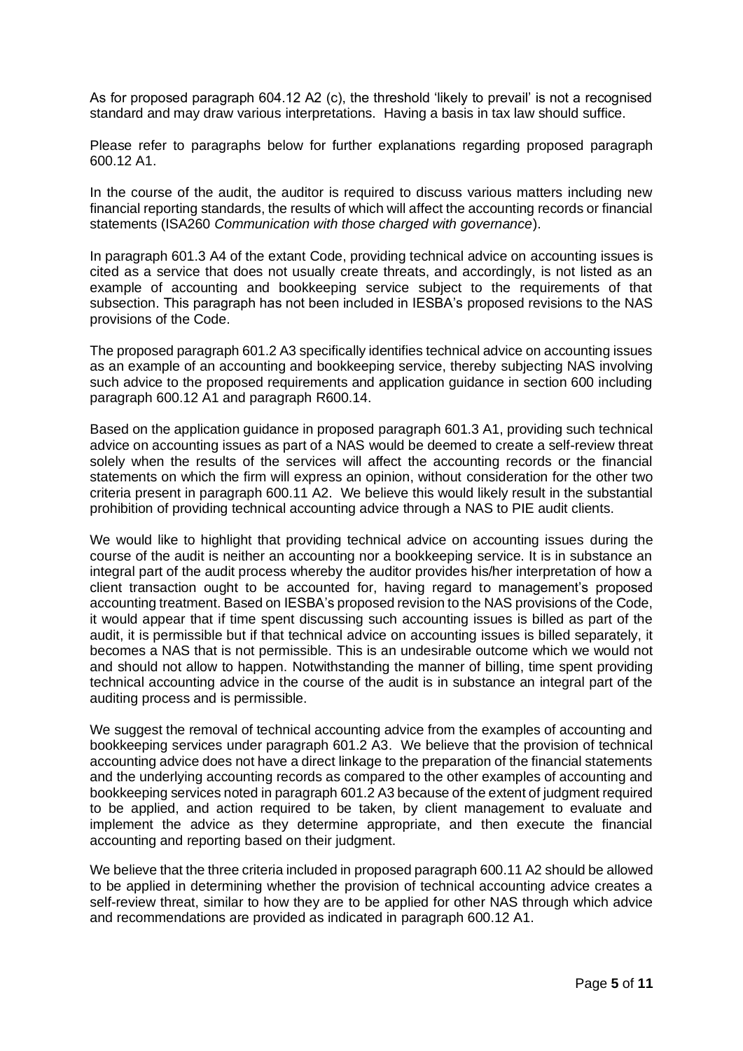As for proposed paragraph 604.12 A2 (c), the threshold 'likely to prevail' is not a recognised standard and may draw various interpretations. Having a basis in tax law should suffice.

Please refer to paragraphs below for further explanations regarding proposed paragraph 600.12 A1.

In the course of the audit, the auditor is required to discuss various matters including new financial reporting standards, the results of which will affect the accounting records or financial statements (ISA260 *Communication with those charged with governance*).

In paragraph 601.3 A4 of the extant Code, providing technical advice on accounting issues is cited as a service that does not usually create threats, and accordingly, is not listed as an example of accounting and bookkeeping service subject to the requirements of that subsection. This paragraph has not been included in IESBA's proposed revisions to the NAS provisions of the Code.

The proposed paragraph 601.2 A3 specifically identifies technical advice on accounting issues as an example of an accounting and bookkeeping service, thereby subjecting NAS involving such advice to the proposed requirements and application guidance in section 600 including paragraph 600.12 A1 and paragraph R600.14.

Based on the application guidance in proposed paragraph 601.3 A1, providing such technical advice on accounting issues as part of a NAS would be deemed to create a self-review threat solely when the results of the services will affect the accounting records or the financial statements on which the firm will express an opinion, without consideration for the other two criteria present in paragraph 600.11 A2. We believe this would likely result in the substantial prohibition of providing technical accounting advice through a NAS to PIE audit clients.

We would like to highlight that providing technical advice on accounting issues during the course of the audit is neither an accounting nor a bookkeeping service. It is in substance an integral part of the audit process whereby the auditor provides his/her interpretation of how a client transaction ought to be accounted for, having regard to management's proposed accounting treatment. Based on IESBA's proposed revision to the NAS provisions of the Code, it would appear that if time spent discussing such accounting issues is billed as part of the audit, it is permissible but if that technical advice on accounting issues is billed separately, it becomes a NAS that is not permissible. This is an undesirable outcome which we would not and should not allow to happen. Notwithstanding the manner of billing, time spent providing technical accounting advice in the course of the audit is in substance an integral part of the auditing process and is permissible.

We suggest the removal of technical accounting advice from the examples of accounting and bookkeeping services under paragraph 601.2 A3. We believe that the provision of technical accounting advice does not have a direct linkage to the preparation of the financial statements and the underlying accounting records as compared to the other examples of accounting and bookkeeping services noted in paragraph 601.2 A3 because of the extent of judgment required to be applied, and action required to be taken, by client management to evaluate and implement the advice as they determine appropriate, and then execute the financial accounting and reporting based on their judgment.

We believe that the three criteria included in proposed paragraph 600.11 A2 should be allowed to be applied in determining whether the provision of technical accounting advice creates a self-review threat, similar to how they are to be applied for other NAS through which advice and recommendations are provided as indicated in paragraph 600.12 A1.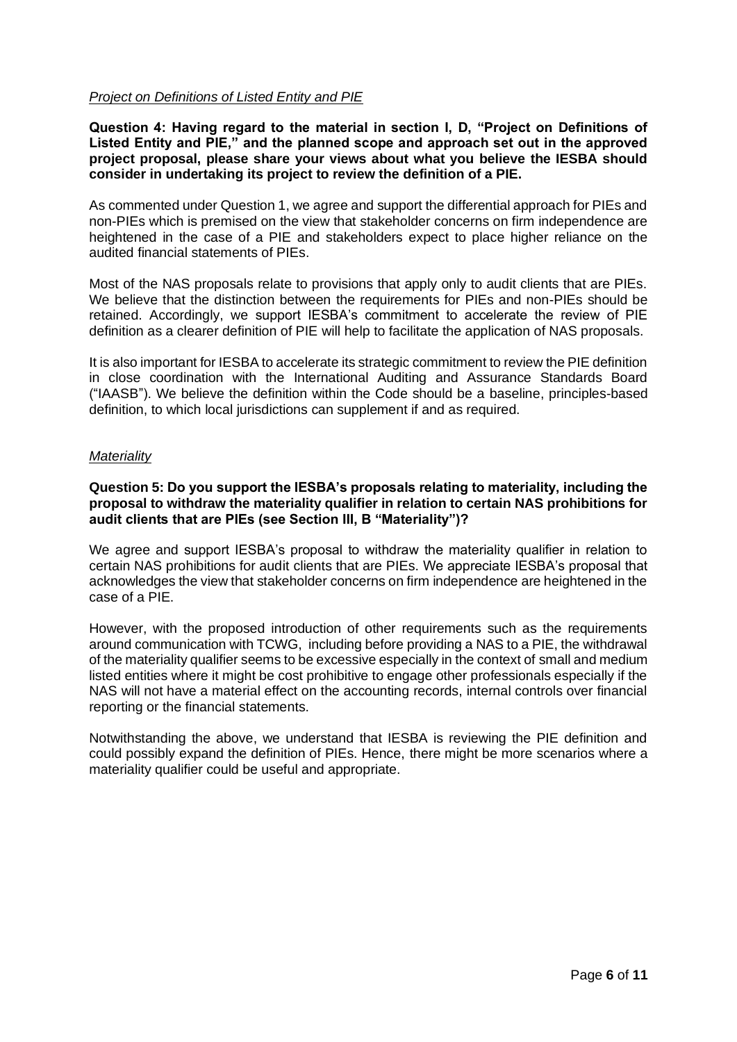*Project on Definitions of Listed Entity and PIE*

**Question 4: Having regard to the material in section I, D, "Project on Definitions of Listed Entity and PIE," and the planned scope and approach set out in the approved project proposal, please share your views about what you believe the IESBA should consider in undertaking its project to review the definition of a PIE.**

As commented under Question 1, we agree and support the differential approach for PIEs and non-PIEs which is premised on the view that stakeholder concerns on firm independence are heightened in the case of a PIE and stakeholders expect to place higher reliance on the audited financial statements of PIEs.

Most of the NAS proposals relate to provisions that apply only to audit clients that are PIEs. We believe that the distinction between the requirements for PIEs and non-PIEs should be retained. Accordingly, we support IESBA's commitment to accelerate the review of PIE definition as a clearer definition of PIE will help to facilitate the application of NAS proposals.

It is also important for IESBA to accelerate its strategic commitment to review the PIE definition in close coordination with the International Auditing and Assurance Standards Board ("IAASB"). We believe the definition within the Code should be a baseline, principles-based definition, to which local jurisdictions can supplement if and as required.

*Materiality*

**Question 5: Do you support the IESBA's proposals relating to materiality, including the proposal to withdraw the materiality qualifier in relation to certain NAS prohibitions for audit clients that are PIEs (see Section III, B "Materiality")?**

We agree and support IESBA's proposal to withdraw the materiality qualifier in relation to certain NAS prohibitions for audit clients that are PIEs. We appreciate IESBA's proposal that acknowledges the view that stakeholder concerns on firm independence are heightened in the case of a PIE.

However, with the proposed introduction of other requirements such as the requirements around communication with TCWG, including before providing a NAS to a PIE, the withdrawal of the materiality qualifier seems to be excessive especially in the context of small and medium listed entities where it might be cost prohibitive to engage other professionals especially if the NAS will not have a material effect on the accounting records, internal controls over financial reporting or the financial statements.

Notwithstanding the above, we understand that IESBA is reviewing the PIE definition and could possibly expand the definition of PIEs. Hence, there might be more scenarios where a materiality qualifier could be useful and appropriate.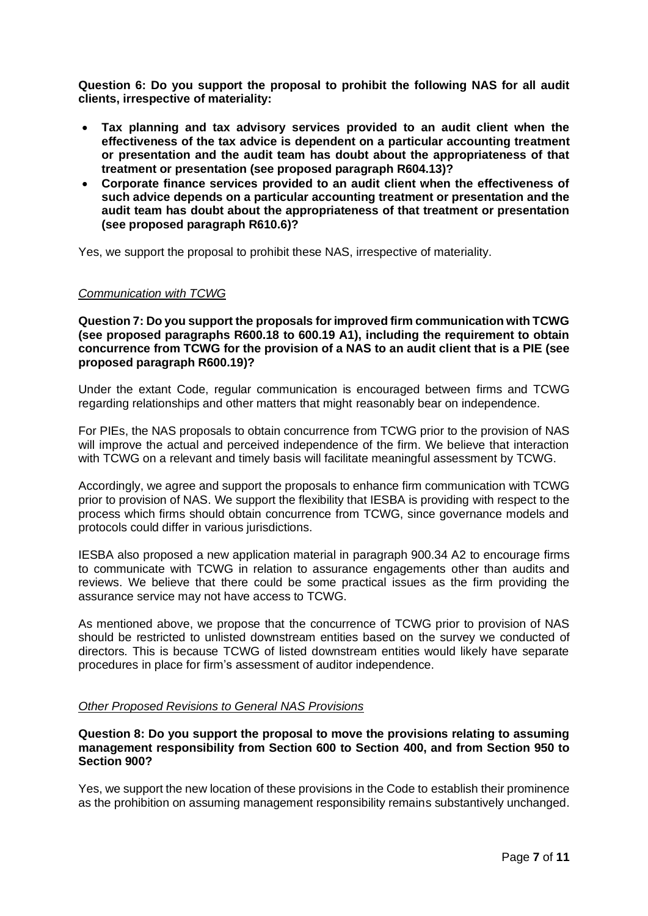**Question 6: Do you support the proposal to prohibit the following NAS for all audit clients, irrespective of materiality:**

- **Tax planning and tax advisory services provided to an audit client when the effectiveness of the tax advice is dependent on a particular accounting treatment or presentation and the audit team has doubt about the appropriateness of that treatment or presentation (see proposed paragraph R604.13)?**
- **Corporate finance services provided to an audit client when the effectiveness of such advice depends on a particular accounting treatment or presentation and the audit team has doubt about the appropriateness of that treatment or presentation (see proposed paragraph R610.6)?**

Yes, we support the proposal to prohibit these NAS, irrespective of materiality.

*Communication with TCWG*

**Question 7: Do you support the proposals for improved firm communication with TCWG (see proposed paragraphs R600.18 to 600.19 A1), including the requirement to obtain concurrence from TCWG for the provision of a NAS to an audit client that is a PIE (see proposed paragraph R600.19)?**

Under the extant Code, regular communication is encouraged between firms and TCWG regarding relationships and other matters that might reasonably bear on independence.

For PIEs, the NAS proposals to obtain concurrence from TCWG prior to the provision of NAS will improve the actual and perceived independence of the firm. We believe that interaction with TCWG on a relevant and timely basis will facilitate meaningful assessment by TCWG.

Accordingly, we agree and support the proposals to enhance firm communication with TCWG prior to provision of NAS. We support the flexibility that IESBA is providing with respect to the process which firms should obtain concurrence from TCWG, since governance models and protocols could differ in various jurisdictions.

IESBA also proposed a new application material in paragraph 900.34 A2 to encourage firms to communicate with TCWG in relation to assurance engagements other than audits and reviews. We believe that there could be some practical issues as the firm providing the assurance service may not have access to TCWG.

As mentioned above, we propose that the concurrence of TCWG prior to provision of NAS should be restricted to unlisted downstream entities based on the survey we conducted of directors. This is because TCWG of listed downstream entities would likely have separate procedures in place for firm's assessment of auditor independence.

*Other Proposed Revisions to General NAS Provisions*

**Question 8: Do you support the proposal to move the provisions relating to assuming management responsibility from Section 600 to Section 400, and from Section 950 to Section 900?**

Yes, we support the new location of these provisions in the Code to establish their prominence as the prohibition on assuming management responsibility remains substantively unchanged.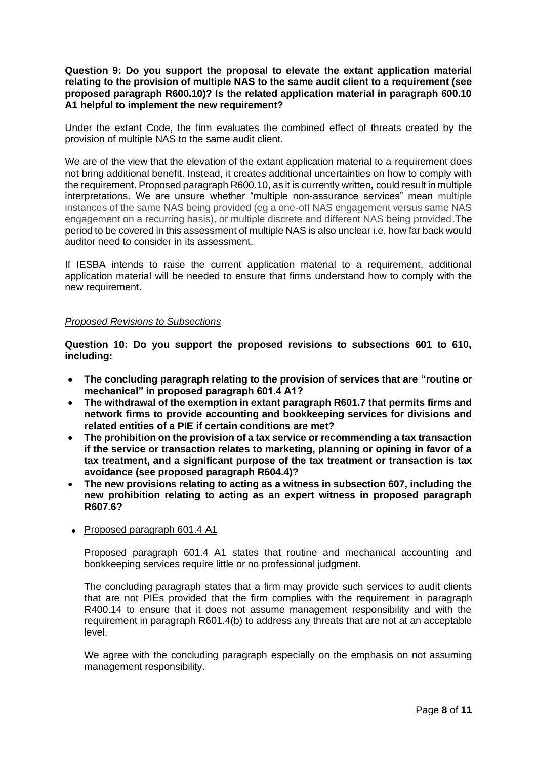**Question 9: Do you support the proposal to elevate the extant application material relating to the provision of multiple NAS to the same audit client to a requirement (see proposed paragraph R600.10)? Is the related application material in paragraph 600.10 A1 helpful to implement the new requirement?**

Under the extant Code, the firm evaluates the combined effect of threats created by the provision of multiple NAS to the same audit client.

We are of the view that the elevation of the extant application material to a requirement does not bring additional benefit. Instead, it creates additional uncertainties on how to comply with the requirement. Proposed paragraph R600.10, as it is currently written, could result in multiple interpretations. We are unsure whether "multiple non-assurance services" mean multiple instances of the same NAS being provided (eg a one-off NAS engagement versus same NAS engagement on a recurring basis), or multiple discrete and different NAS being provided.The period to be covered in this assessment of multiple NAS is also unclear i.e. how far back would auditor need to consider in its assessment.

If IESBA intends to raise the current application material to a requirement, additional application material will be needed to ensure that firms understand how to comply with the new requirement.

*Proposed Revisions to Subsections*

**Question 10: Do you support the proposed revisions to subsections 601 to 610, including:**

- **The concluding paragraph relating to the provision of services that are "routine or mechanical" in proposed paragraph 601.4 A1?**
- **The withdrawal of the exemption in extant paragraph R601.7 that permits firms and network firms to provide accounting and bookkeeping services for divisions and related entities of a PIE if certain conditions are met?**
- **The prohibition on the provision of a tax service or recommending a tax transaction if the service or transaction relates to marketing, planning or opining in favor of a tax treatment, and a significant purpose of the tax treatment or transaction is tax avoidance (see proposed paragraph R604.4)?**
- **The new provisions relating to acting as a witness in subsection 607, including the new prohibition relating to acting as an expert witness in proposed paragraph R607.6?**

- Proposed paragraph 601.4 A1

  Proposed paragraph 601.4 A1 states that routine and mechanical accounting and bookkeeping services require little or no professional judgment.

  The concluding paragraph states that a firm may provide such services to audit clients that are not PIEs provided that the firm complies with the requirement in paragraph R400.14 to ensure that it does not assume management responsibility and with the requirement in paragraph R601.4(b) to address any threats that are not at an acceptable level.

  We agree with the concluding paragraph especially on the emphasis on not assuming management responsibility.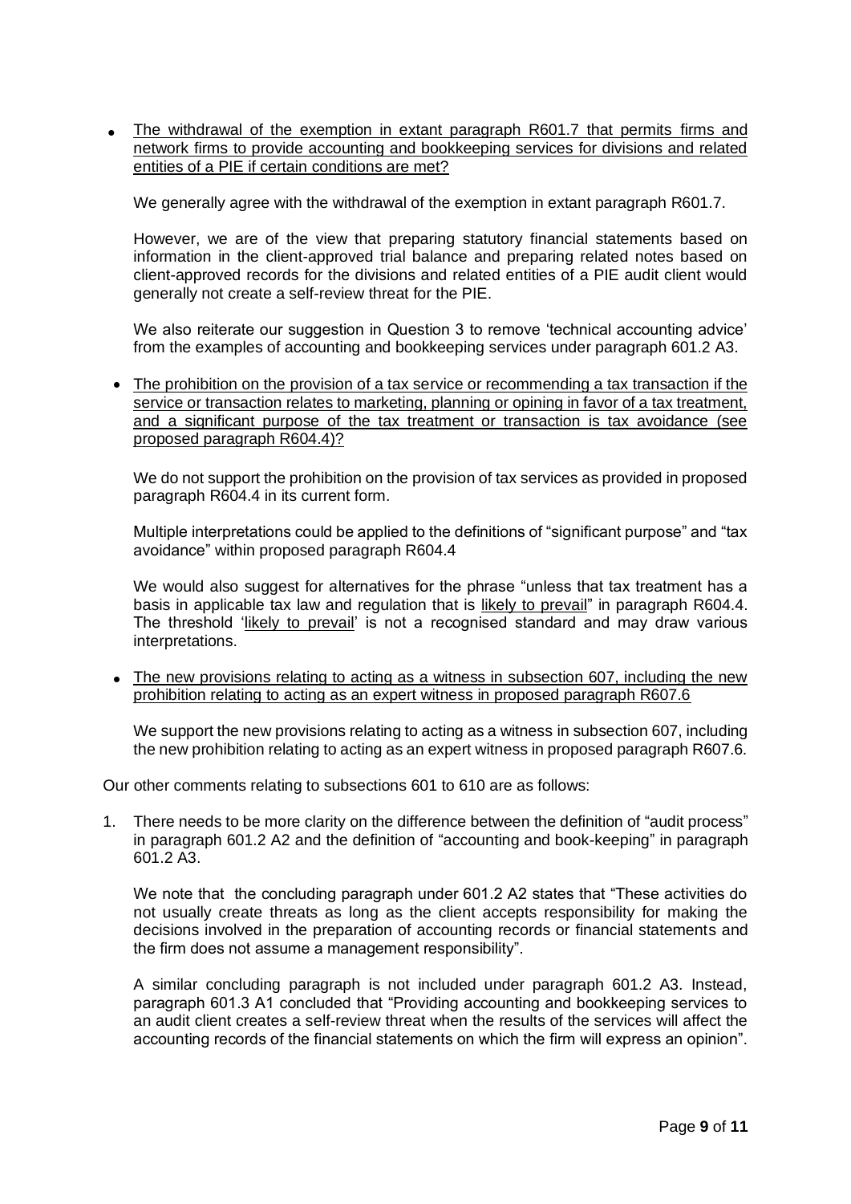- <u>The withdrawal of the exemption in extant paragraph R601.7 that permits firms and network firms to provide accounting and bookkeeping services for divisions and related entities of a PIE if certain conditions are met?</u>

  We generally agree with the withdrawal of the exemption in extant paragraph R601.7.

  However, we are of the view that preparing statutory financial statements based on information in the client-approved trial balance and preparing related notes based on client-approved records for the divisions and related entities of a PIE audit client would generally not create a self-review threat for the PIE.

  We also reiterate our suggestion in Question 3 to remove 'technical accounting advice' from the examples of accounting and bookkeeping services under paragraph 601.2 A3.

- <u>The prohibition on the provision of a tax service or recommending a tax transaction if the service or transaction relates to marketing, planning or opining in favor of a tax treatment, and a significant purpose of the tax treatment or transaction is tax avoidance (see proposed paragraph R604.4)?</u>

  We do not support the prohibition on the provision of tax services as provided in proposed paragraph R604.4 in its current form.

  Multiple interpretations could be applied to the definitions of "significant purpose" and "tax avoidance" within proposed paragraph R604.4

  We would also suggest for alternatives for the phrase "unless that tax treatment has a basis in applicable tax law and regulation that is <u>likely to prevail</u>" in paragraph R604.4. The threshold '<u>likely to prevail</u>' is not a recognised standard and may draw various interpretations.

- <u>The new provisions relating to acting as a witness in subsection 607, including the new prohibition relating to acting as an expert witness in proposed paragraph R607.6</u>

  We support the new provisions relating to acting as a witness in subsection 607, including the new prohibition relating to acting as an expert witness in proposed paragraph R607.6.

Our other comments relating to subsections 601 to 610 are as follows:

1. There needs to be more clarity on the difference between the definition of "audit process" in paragraph 601.2 A2 and the definition of "accounting and book-keeping" in paragraph 601.2 A3.

   We note that the concluding paragraph under 601.2 A2 states that "These activities do not usually create threats as long as the client accepts responsibility for making the decisions involved in the preparation of accounting records or financial statements and the firm does not assume a management responsibility".

   A similar concluding paragraph is not included under paragraph 601.2 A3. Instead, paragraph 601.3 A1 concluded that "Providing accounting and bookkeeping services to an audit client creates a self-review threat when the results of the services will affect the accounting records of the financial statements on which the firm will express an opinion".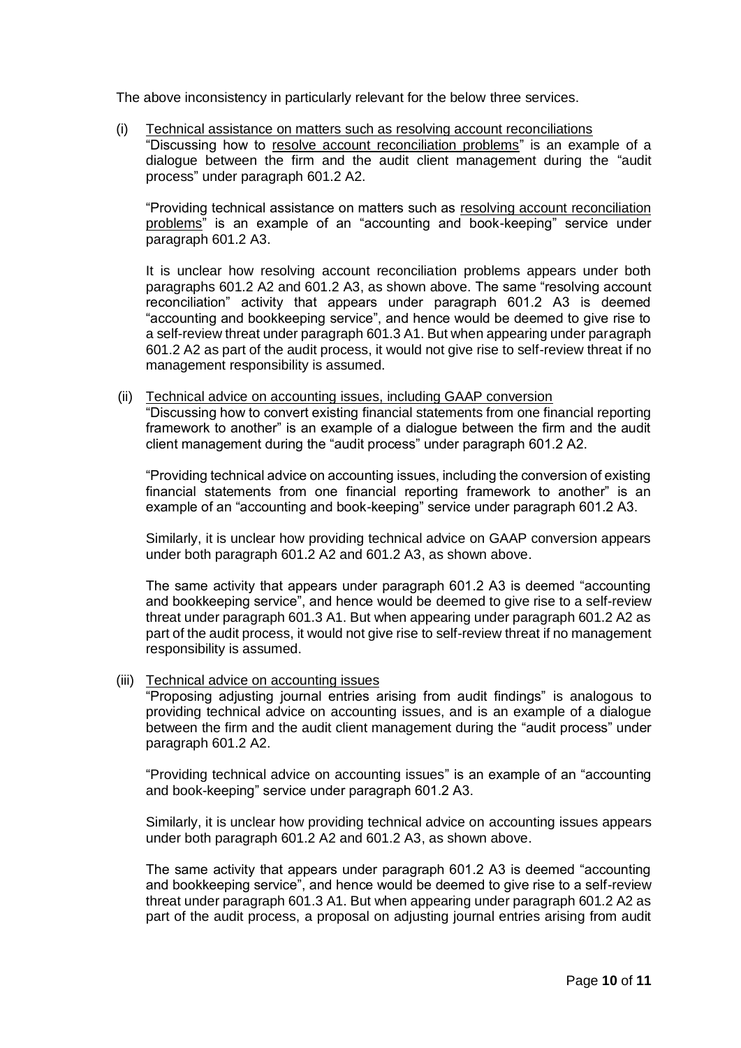The above inconsistency in particularly relevant for the below three services.

(i) <u>Technical assistance on matters such as resolving account reconciliations</u>

"Discussing how to <u>resolve account reconciliation problems</u>" is an example of a dialogue between the firm and the audit client management during the "audit process" under paragraph 601.2 A2.

"Providing technical assistance on matters such as <u>resolving account reconciliation problems</u>" is an example of an "accounting and book-keeping" service under paragraph 601.2 A3.

It is unclear how resolving account reconciliation problems appears under both paragraphs 601.2 A2 and 601.2 A3, as shown above. The same "resolving account reconciliation" activity that appears under paragraph 601.2 A3 is deemed "accounting and bookkeeping service", and hence would be deemed to give rise to a self-review threat under paragraph 601.3 A1. But when appearing under paragraph 601.2 A2 as part of the audit process, it would not give rise to self-review threat if no management responsibility is assumed.

(ii) <u>Technical advice on accounting issues, including GAAP conversion</u>

"Discussing how to convert existing financial statements from one financial reporting framework to another" is an example of a dialogue between the firm and the audit client management during the "audit process" under paragraph 601.2 A2.

"Providing technical advice on accounting issues, including the conversion of existing financial statements from one financial reporting framework to another" is an example of an "accounting and book-keeping" service under paragraph 601.2 A3.

Similarly, it is unclear how providing technical advice on GAAP conversion appears under both paragraph 601.2 A2 and 601.2 A3, as shown above.

The same activity that appears under paragraph 601.2 A3 is deemed "accounting and bookkeeping service", and hence would be deemed to give rise to a self-review threat under paragraph 601.3 A1. But when appearing under paragraph 601.2 A2 as part of the audit process, it would not give rise to self-review threat if no management responsibility is assumed.

(iii) <u>Technical advice on accounting issues</u>

"Proposing adjusting journal entries arising from audit findings" is analogous to providing technical advice on accounting issues, and is an example of a dialogue between the firm and the audit client management during the "audit process" under paragraph 601.2 A2.

"Providing technical advice on accounting issues" is an example of an "accounting and book-keeping" service under paragraph 601.2 A3.

Similarly, it is unclear how providing technical advice on accounting issues appears under both paragraph 601.2 A2 and 601.2 A3, as shown above.

The same activity that appears under paragraph 601.2 A3 is deemed "accounting and bookkeeping service", and hence would be deemed to give rise to a self-review threat under paragraph 601.3 A1. But when appearing under paragraph 601.2 A2 as part of the audit process, a proposal on adjusting journal entries arising from audit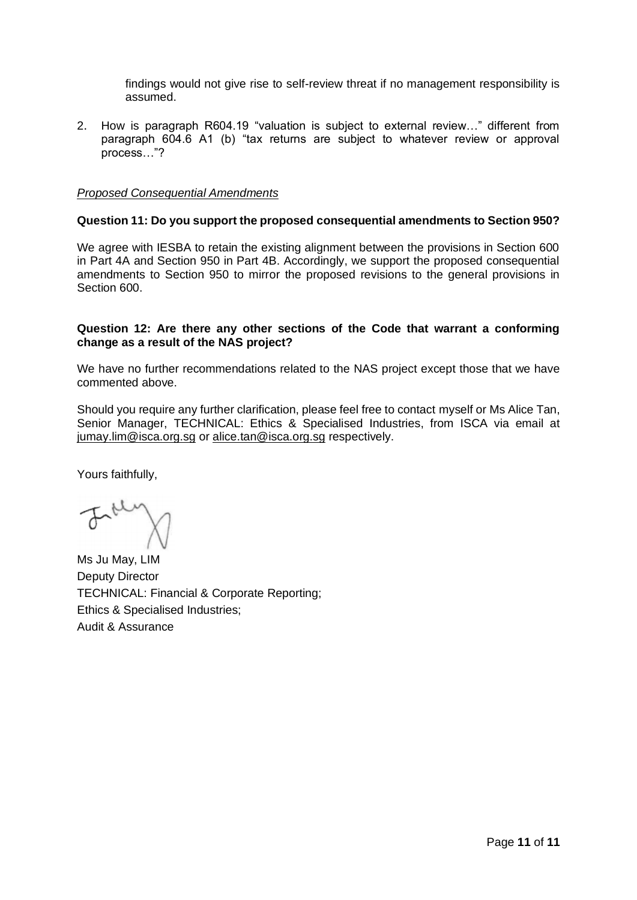findings would not give rise to self-review threat if no management responsibility is assumed.

2. How is paragraph R604.19 "valuation is subject to external review…" different from paragraph 604.6 A1 (b) "tax returns are subject to whatever review or approval process…"?

*Proposed Consequential Amendments*

**Question 11: Do you support the proposed consequential amendments to Section 950?**

We agree with IESBA to retain the existing alignment between the provisions in Section 600 in Part 4A and Section 950 in Part 4B. Accordingly, we support the proposed consequential amendments to Section 950 to mirror the proposed revisions to the general provisions in Section 600.

**Question 12: Are there any other sections of the Code that warrant a conforming change as a result of the NAS project?**

We have no further recommendations related to the NAS project except those that we have commented above.

Should you require any further clarification, please feel free to contact myself or Ms Alice Tan, Senior Manager, TECHNICAL: Ethics & Specialised Industries, from ISCA via email at jumay.lim@isca.org.sg or alice.tan@isca.org.sg respectively.

Yours faithfully,

Ms Ju May, LIM
Deputy Director
TECHNICAL: Financial & Corporate Reporting;
Ethics & Specialised Industries;
Audit & Assurance